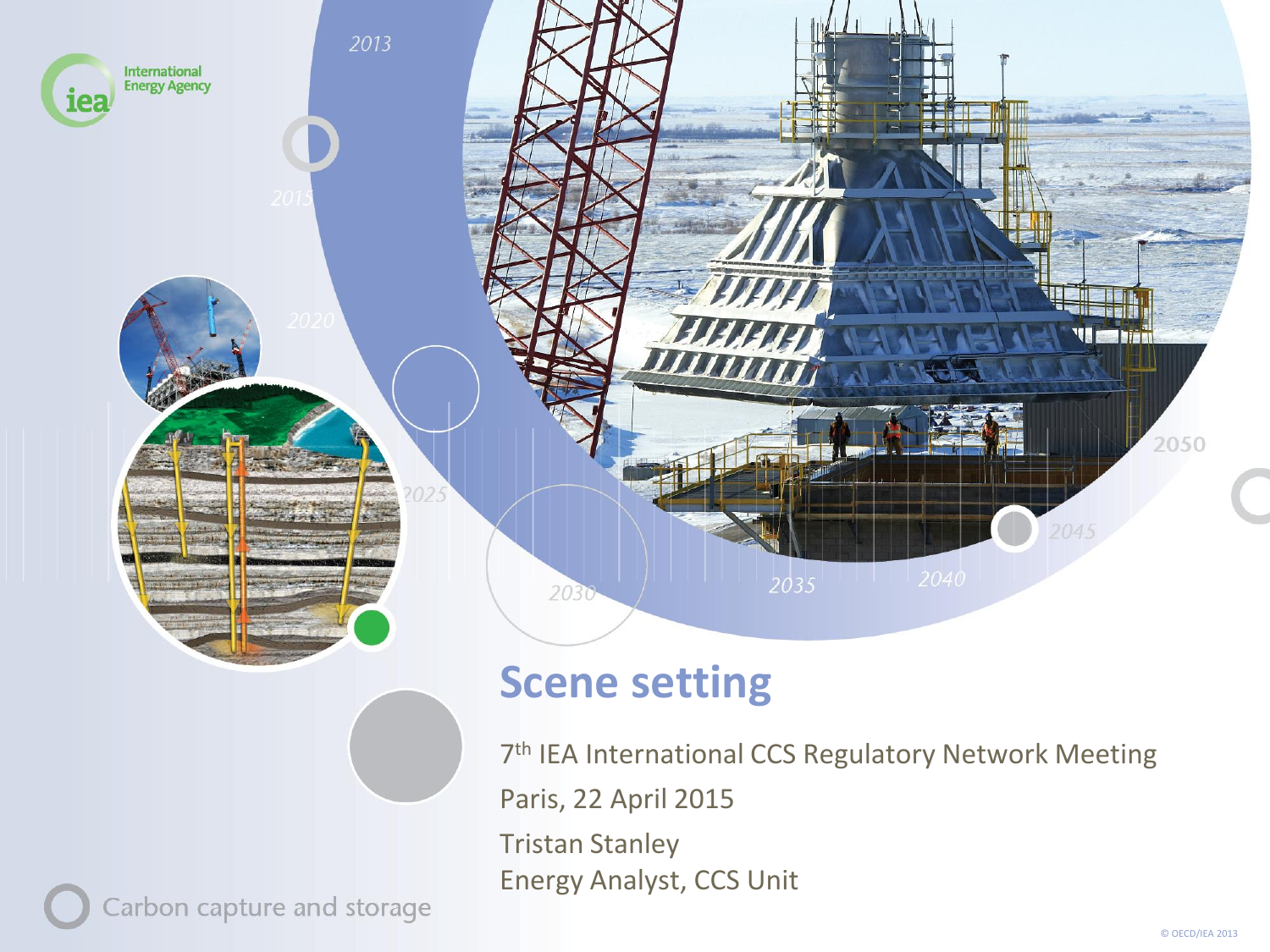International Energy Agency

# Scene setting

7th IEA International CCS Regulatory Network Meeting

Paris, 22 April 2015

Tristan Stanley

Energy Analyst, CCS Unit

Carbon capture and storage

© OECD/IEA 2013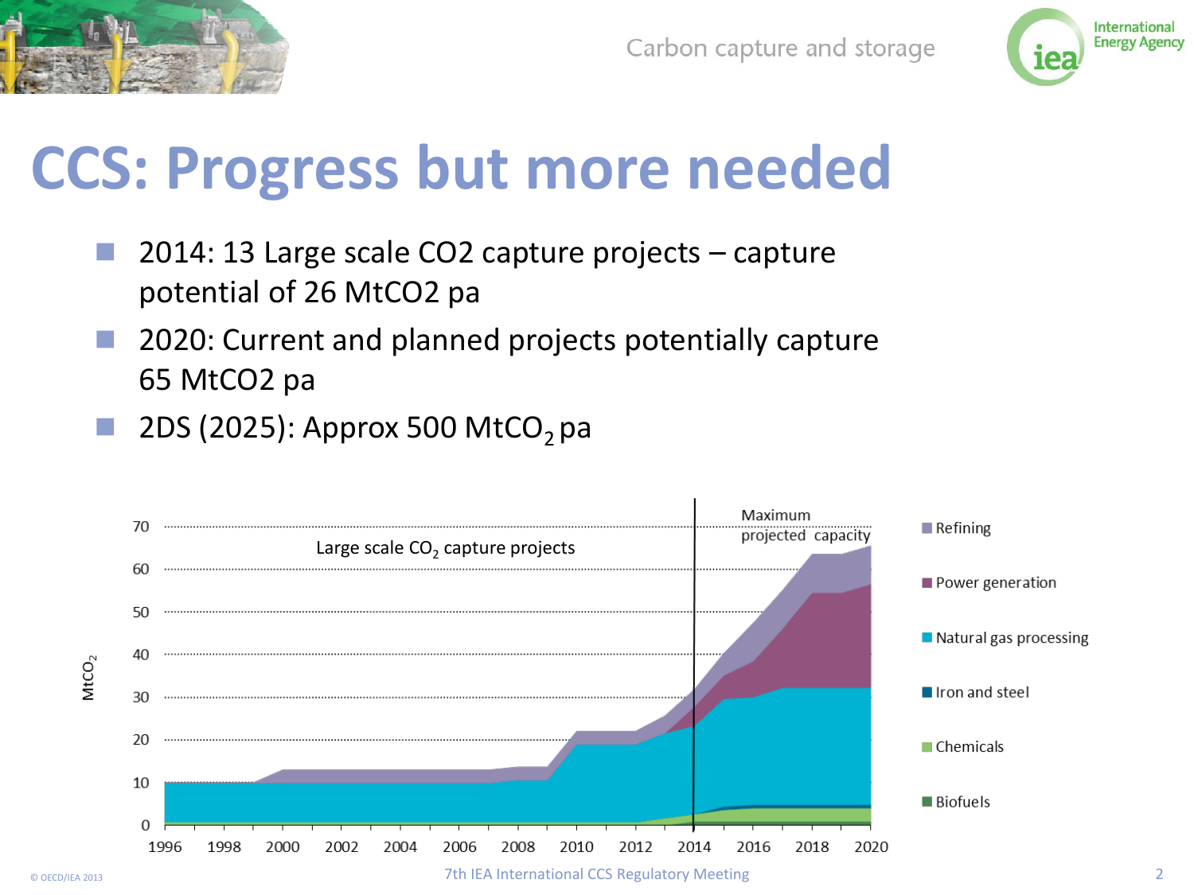# CCS: Progress but more needed

- 2014: 13 Large scale CO2 capture projects – capture potential of 26 MtCO2 pa
- 2020: Current and planned projects potentially capture 65 MtCO2 pa
- 2DS (2025): Approx 500 $MtCO_2$ pa

Large scale $CO_2$ capture projects

Maximum projected capacity

$MtCO_2$

0, 10, 20, 30, 40, 50, 60, 70

1996, 1998, 2000, 2002, 2004, 2006, 2008, 2010, 2012, 2014, 2016, 2018, 2020

- Refining
- Power generation
- Natural gas processing
- Iron and steel
- Chemicals
- Biofuels

© OECD/IEA 2013

7th IEA International CCS Regulatory Meeting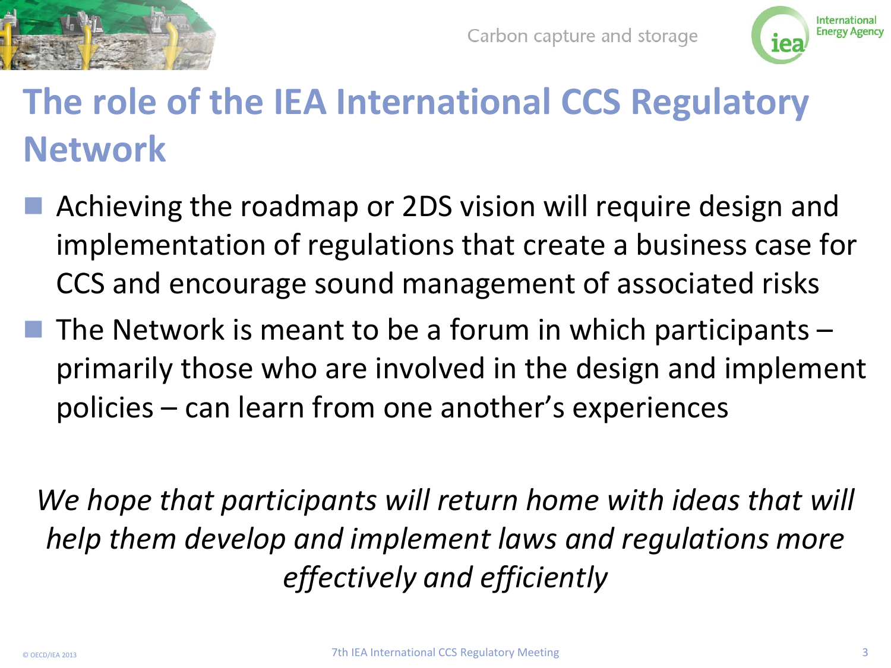# The role of the IEA International CCS Regulatory Network

- Achieving the roadmap or 2DS vision will require design and implementation of regulations that create a business case for CCS and encourage sound management of associated risks
- The Network is meant to be a forum in which participants – primarily those who are involved in the design and implement policies – can learn from one another's experiences

*We hope that participants will return home with ideas that will help them develop and implement laws and regulations more effectively and efficiently*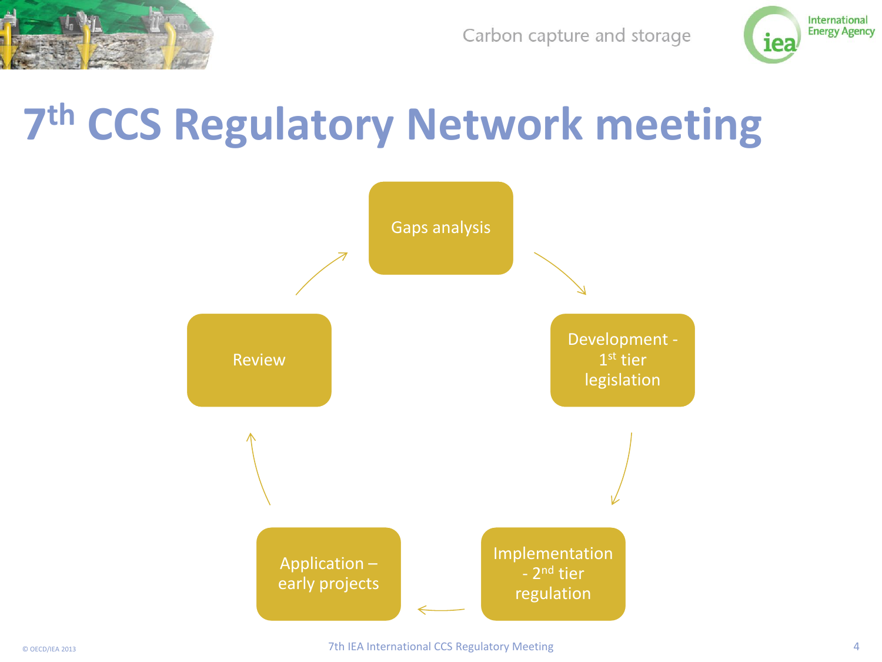# 7th CCS Regulatory Network meeting

- Gaps analysis
- Development - 1st tier legislation
- Implementation - 2nd tier regulation
- Application – early projects
- Review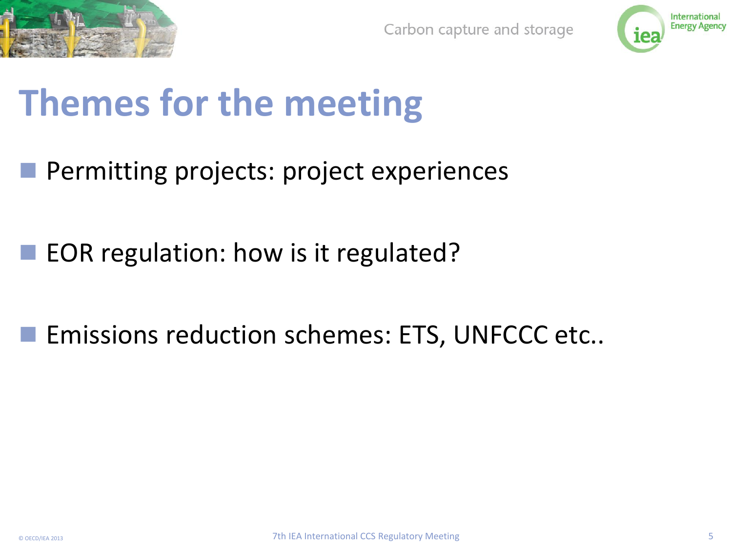# Themes for the meeting

- Permitting projects: project experiences
- EOR regulation: how is it regulated?
- Emissions reduction schemes: ETS, UNFCCC etc..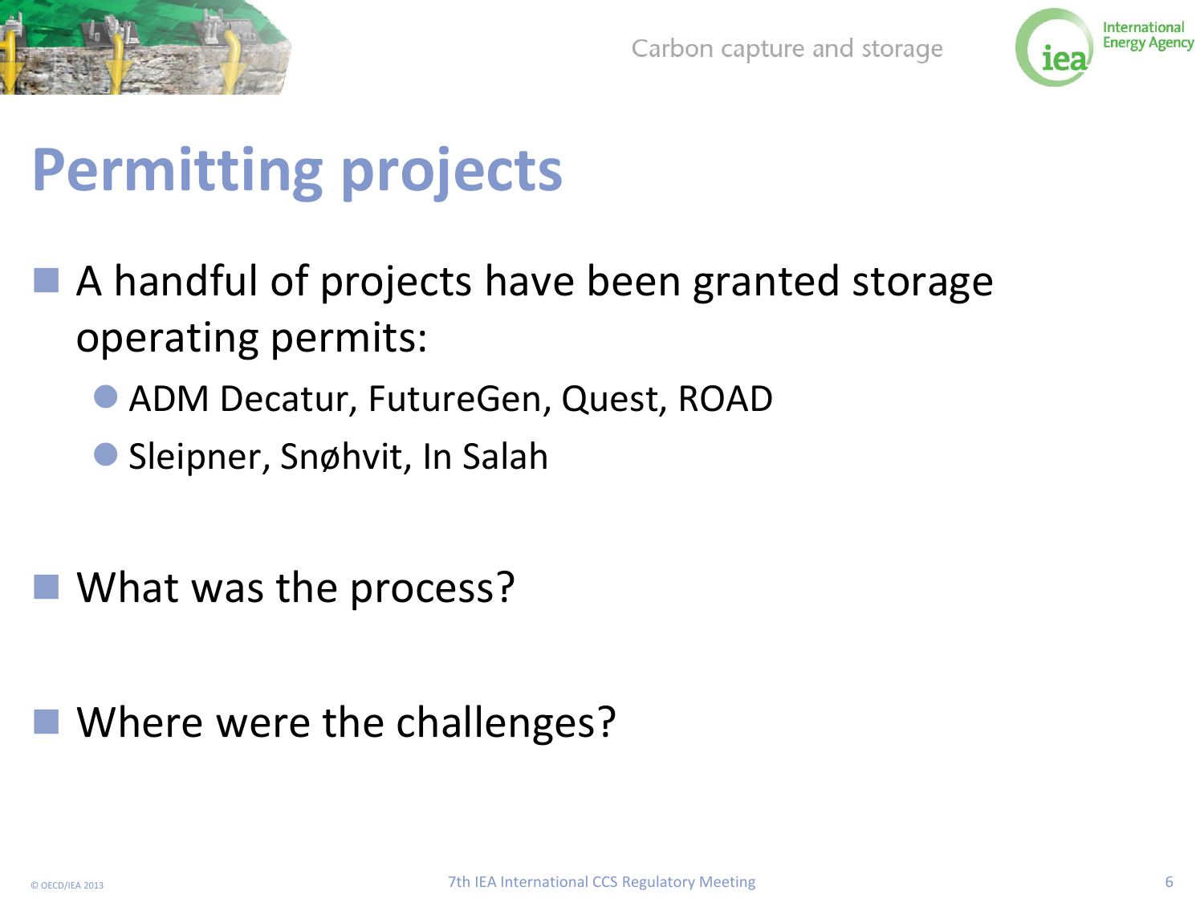# Permitting projects

- A handful of projects have been granted storage operating permits:
  - ADM Decatur, FutureGen, Quest, ROAD
  - Sleipner, Snøhvit, In Salah

- What was the process?

- Where were the challenges?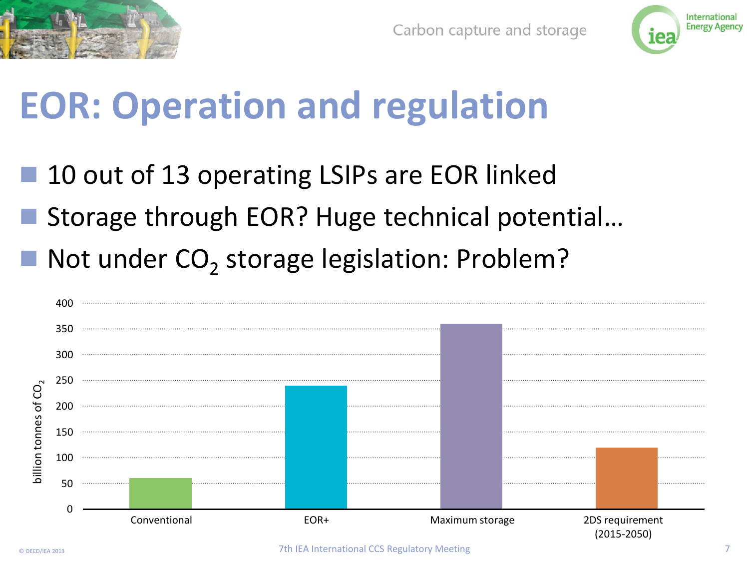# EOR: Operation and regulation

- 10 out of 13 operating LSIPs are EOR linked
- Storage through EOR? Huge technical potential…
- Not under $CO_2$ storage legislation: Problem?

| | Conventional | EOR+ | Maximum storage | 2DS requirement (2015-2050) |
|---|---|---|---|---|
| billion tonnes of $CO_2$ | ~60 | ~240 | ~360 | ~120 |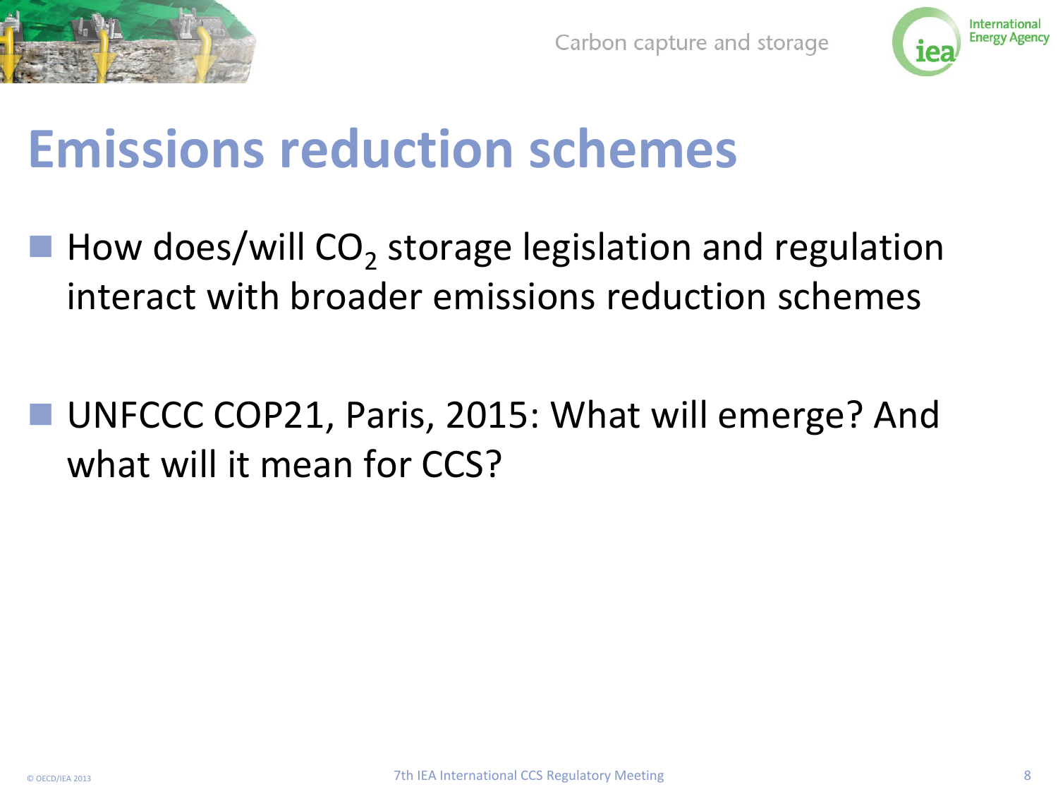# Emissions reduction schemes

- How does/will $CO_2$ storage legislation and regulation interact with broader emissions reduction schemes
- UNFCCC COP21, Paris, 2015: What will emerge? And what will it mean for CCS?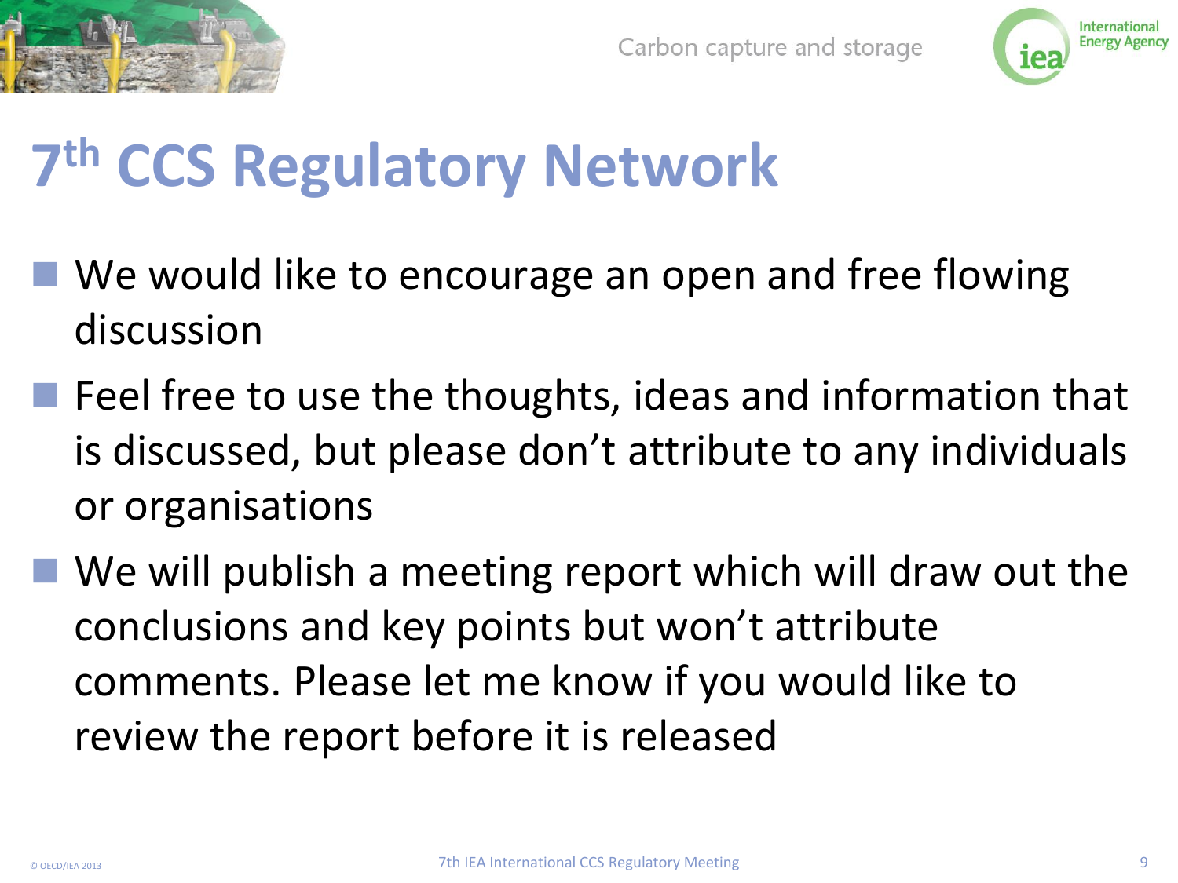# 7th CCS Regulatory Network

- We would like to encourage an open and free flowing discussion
- Feel free to use the thoughts, ideas and information that is discussed, but please don't attribute to any individuals or organisations
- We will publish a meeting report which will draw out the conclusions and key points but won't attribute comments. Please let me know if you would like to review the report before it is released